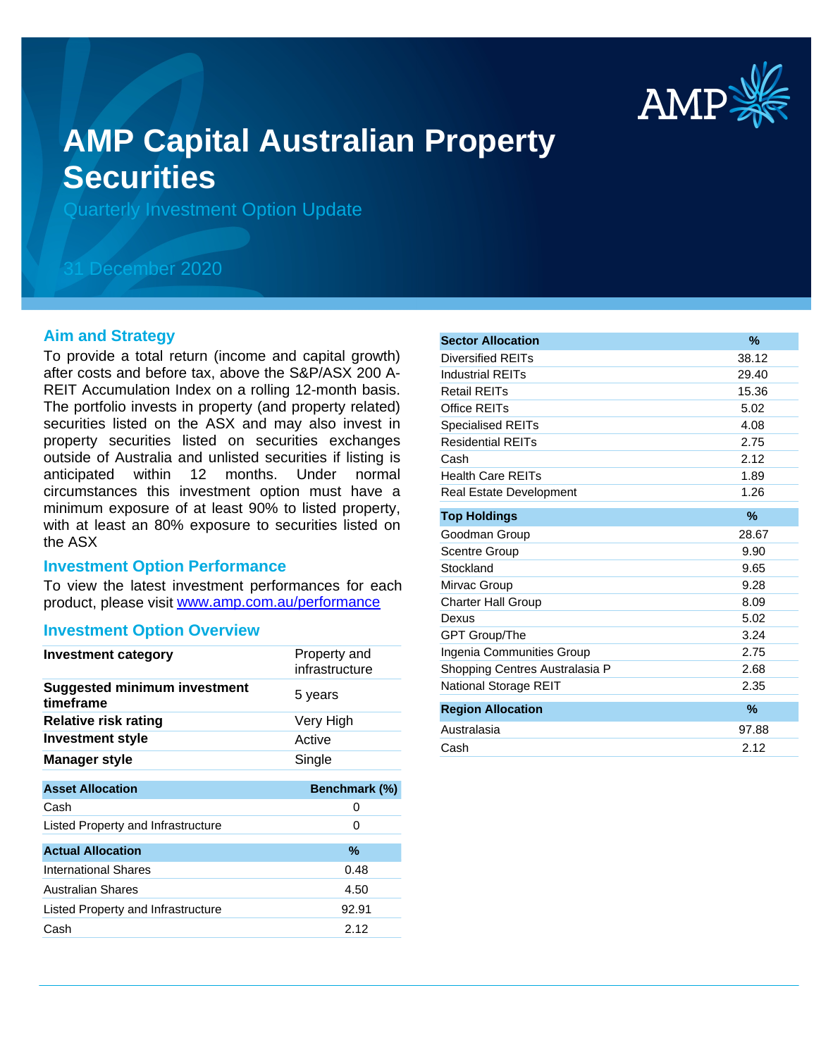# AMP Capital Australian Property Securities

Quarterly Investment Option Update

31 December 2020

## Aim and Strategy

To provide a total return (income and capital growth) after costs and before tax, above the S&P/ASX 200 A-REIT Accumulation Index on a rolling 12-month basis. The portfolio invests in property (and property related) securities listed on the ASX and may also invest in property securities listed on securities exchanges outside of Australia and unlisted securities if listing is anticipated within 12 months. Under normal circumstances this investment option must have a minimum exposure of at least 90% to listed property, with at least an 80% exposure to securities listed on the ASX

## Investment Option Performance

To view the latest investment performances for each product, please visit [www.amp.com.au/performance](http://www.amp.com.au/performance)

## Investment Option Overview

| | |
|---|---|
| **Investment category** | Property and infrastructure |
| **Suggested minimum investment timeframe** | 5 years |
| **Relative risk rating** | Very High |
| **Investment style** | Active |
| **Manager style** | Single |

| Asset Allocation | Benchmark (%) |
|---|---|
| Cash | 0 |
| Listed Property and Infrastructure | 0 |

| Actual Allocation | % |
|---|---|
| International Shares | 0.48 |
| Australian Shares | 4.50 |
| Listed Property and Infrastructure | 92.91 |
| Cash | 2.12 |

| Sector Allocation | % |
|---|---|
| Diversified REITs | 38.12 |
| Industrial REITs | 29.40 |
| Retail REITs | 15.36 |
| Office REITs | 5.02 |
| Specialised REITs | 4.08 |
| Residential REITs | 2.75 |
| Cash | 2.12 |
| Health Care REITs | 1.89 |
| Real Estate Development | 1.26 |

| Top Holdings | % |
|---|---|
| Goodman Group | 28.67 |
| Scentre Group | 9.90 |
| Stockland | 9.65 |
| Mirvac Group | 9.28 |
| Charter Hall Group | 8.09 |
| Dexus | 5.02 |
| GPT Group/The | 3.24 |
| Ingenia Communities Group | 2.75 |
| Shopping Centres Australasia P | 2.68 |
| National Storage REIT | 2.35 |

| Region Allocation | % |
|---|---|
| Australasia | 97.88 |
| Cash | 2.12 |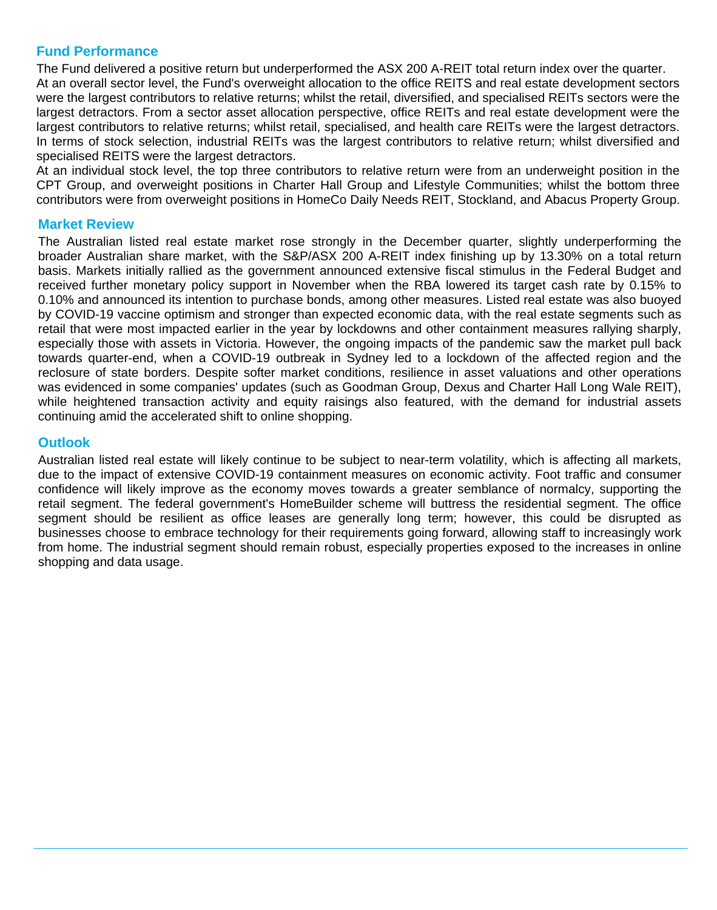## Fund Performance

The Fund delivered a positive return but underperformed the ASX 200 A-REIT total return index over the quarter.
At an overall sector level, the Fund's overweight allocation to the office REITS and real estate development sectors were the largest contributors to relative returns; whilst the retail, diversified, and specialised REITs sectors were the largest detractors. From a sector asset allocation perspective, office REITs and real estate development were the largest contributors to relative returns; whilst retail, specialised, and health care REITs were the largest detractors. In terms of stock selection, industrial REITs was the largest contributors to relative return; whilst diversified and specialised REITS were the largest detractors.
At an individual stock level, the top three contributors to relative return were from an underweight position in the CPT Group, and overweight positions in Charter Hall Group and Lifestyle Communities; whilst the bottom three contributors were from overweight positions in HomeCo Daily Needs REIT, Stockland, and Abacus Property Group.

## Market Review

The Australian listed real estate market rose strongly in the December quarter, slightly underperforming the broader Australian share market, with the S&P/ASX 200 A-REIT index finishing up by 13.30% on a total return basis. Markets initially rallied as the government announced extensive fiscal stimulus in the Federal Budget and received further monetary policy support in November when the RBA lowered its target cash rate by 0.15% to 0.10% and announced its intention to purchase bonds, among other measures. Listed real estate was also buoyed by COVID-19 vaccine optimism and stronger than expected economic data, with the real estate segments such as retail that were most impacted earlier in the year by lockdowns and other containment measures rallying sharply, especially those with assets in Victoria. However, the ongoing impacts of the pandemic saw the market pull back towards quarter-end, when a COVID-19 outbreak in Sydney led to a lockdown of the affected region and the reclosure of state borders. Despite softer market conditions, resilience in asset valuations and other operations was evidenced in some companies' updates (such as Goodman Group, Dexus and Charter Hall Long Wale REIT), while heightened transaction activity and equity raisings also featured, with the demand for industrial assets continuing amid the accelerated shift to online shopping.

## Outlook

Australian listed real estate will likely continue to be subject to near-term volatility, which is affecting all markets, due to the impact of extensive COVID-19 containment measures on economic activity. Foot traffic and consumer confidence will likely improve as the economy moves towards a greater semblance of normalcy, supporting the retail segment. The federal government's HomeBuilder scheme will buttress the residential segment. The office segment should be resilient as office leases are generally long term; however, this could be disrupted as businesses choose to embrace technology for their requirements going forward, allowing staff to increasingly work from home. The industrial segment should remain robust, especially properties exposed to the increases in online shopping and data usage.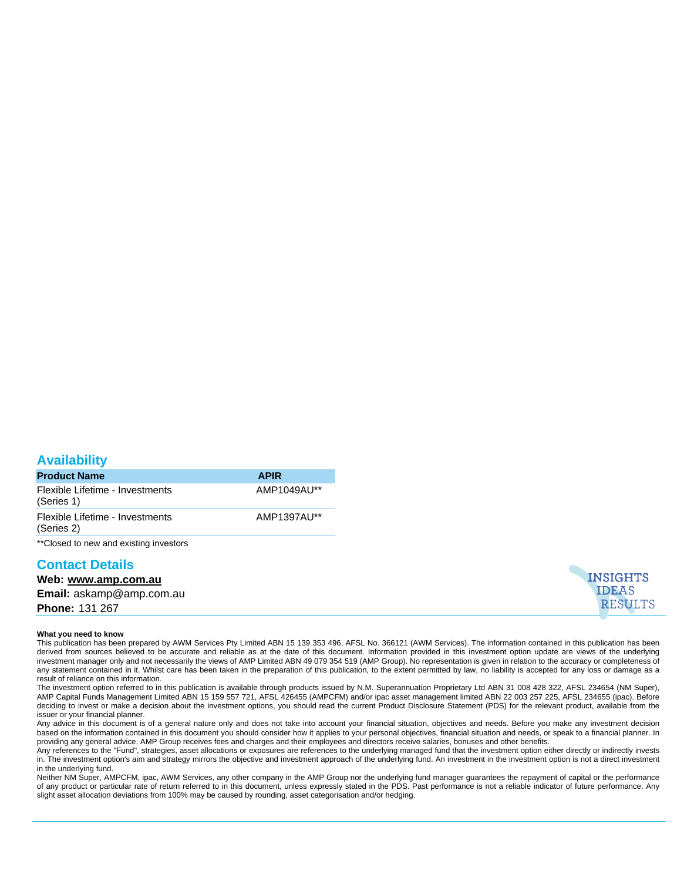## Availability

| Product Name | APIR |
| --- | --- |
| Flexible Lifetime - Investments (Series 1) | AMP1049AU** |
| Flexible Lifetime - Investments (Series 2) | AMP1397AU** |

**Closed to new and existing investors

## Contact Details

**Web:** **www.amp.com.au**

**Email:** askamp@amp.com.au

**Phone:** 131 267

INSIGHTS
IDEAS
RESULTS

**What you need to know**

This publication has been prepared by AWM Services Pty Limited ABN 15 139 353 496, AFSL No. 366121 (AWM Services). The information contained in this publication has been derived from sources believed to be accurate and reliable as at the date of this document. Information provided in this investment option update are views of the underlying investment manager only and not necessarily the views of AMP Limited ABN 49 079 354 519 (AMP Group). No representation is given in relation to the accuracy or completeness of any statement contained in it. Whilst care has been taken in the preparation of this publication, to the extent permitted by law, no liability is accepted for any loss or damage as a result of reliance on this information.

The investment option referred to in this publication is available through products issued by N.M. Superannuation Proprietary Ltd ABN 31 008 428 322, AFSL 234654 (NM Super), AMP Capital Funds Management Limited ABN 15 159 557 721, AFSL 426455 (AMPCFM) and/or ipac asset management limited ABN 22 003 257 225, AFSL 234655 (ipac). Before deciding to invest or make a decision about the investment options, you should read the current Product Disclosure Statement (PDS) for the relevant product, available from the issuer or your financial planner.

Any advice in this document is of a general nature only and does not take into account your financial situation, objectives and needs. Before you make any investment decision based on the information contained in this document you should consider how it applies to your personal objectives, financial situation and needs, or speak to a financial planner. In providing any general advice, AMP Group receives fees and charges and their employees and directors receive salaries, bonuses and other benefits.

Any references to the "Fund", strategies, asset allocations or exposures are references to the underlying managed fund that the investment option either directly or indirectly invests in. The investment option's aim and strategy mirrors the objective and investment approach of the underlying fund. An investment in the investment option is not a direct investment in the underlying fund.

Neither NM Super, AMPCFM, ipac, AWM Services, any other company in the AMP Group nor the underlying fund manager guarantees the repayment of capital or the performance of any product or particular rate of return referred to in this document, unless expressly stated in the PDS. Past performance is not a reliable indicator of future performance. Any slight asset allocation deviations from 100% may be caused by rounding, asset categorisation and/or hedging.